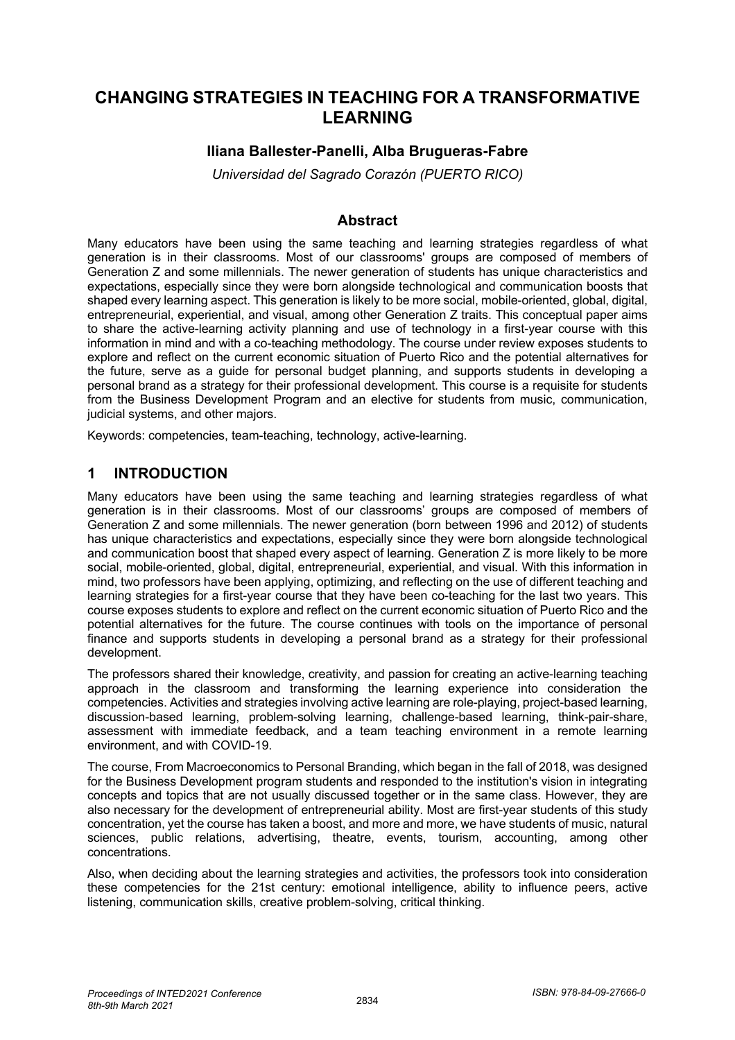# CHANGING STRATEGIES IN TEACHING FOR A TRANSFORMATIVE LEARNING

**Iliana Ballester-Panelli, Alba Brugueras-Fabre**

*Universidad del Sagrado Corazón (PUERTO RICO)*

## Abstract

Many educators have been using the same teaching and learning strategies regardless of what generation is in their classrooms. Most of our classrooms' groups are composed of members of Generation Z and some millennials. The newer generation of students has unique characteristics and expectations, especially since they were born alongside technological and communication boosts that shaped every learning aspect. This generation is likely to be more social, mobile-oriented, global, digital, entrepreneurial, experiential, and visual, among other Generation Z traits. This conceptual paper aims to share the active-learning activity planning and use of technology in a first-year course with this information in mind and with a co-teaching methodology. The course under review exposes students to explore and reflect on the current economic situation of Puerto Rico and the potential alternatives for the future, serve as a guide for personal budget planning, and supports students in developing a personal brand as a strategy for their professional development. This course is a requisite for students from the Business Development Program and an elective for students from music, communication, judicial systems, and other majors.

Keywords: competencies, team-teaching, technology, active-learning.

## 1 INTRODUCTION

Many educators have been using the same teaching and learning strategies regardless of what generation is in their classrooms. Most of our classrooms' groups are composed of members of Generation Z and some millennials. The newer generation (born between 1996 and 2012) of students has unique characteristics and expectations, especially since they were born alongside technological and communication boost that shaped every aspect of learning. Generation Z is more likely to be more social, mobile-oriented, global, digital, entrepreneurial, experiential, and visual. With this information in mind, two professors have been applying, optimizing, and reflecting on the use of different teaching and learning strategies for a first-year course that they have been co-teaching for the last two years. This course exposes students to explore and reflect on the current economic situation of Puerto Rico and the potential alternatives for the future. The course continues with tools on the importance of personal finance and supports students in developing a personal brand as a strategy for their professional development.

The professors shared their knowledge, creativity, and passion for creating an active-learning teaching approach in the classroom and transforming the learning experience into consideration the competencies. Activities and strategies involving active learning are role-playing, project-based learning, discussion-based learning, problem-solving learning, challenge-based learning, think-pair-share, assessment with immediate feedback, and a team teaching environment in a remote learning environment, and with COVID-19.

The course, From Macroeconomics to Personal Branding, which began in the fall of 2018, was designed for the Business Development program students and responded to the institution's vision in integrating concepts and topics that are not usually discussed together or in the same class. However, they are also necessary for the development of entrepreneurial ability. Most are first-year students of this study concentration, yet the course has taken a boost, and more and more, we have students of music, natural sciences, public relations, advertising, theatre, events, tourism, accounting, among other concentrations.

Also, when deciding about the learning strategies and activities, the professors took into consideration these competencies for the 21st century: emotional intelligence, ability to influence peers, active listening, communication skills, creative problem-solving, critical thinking.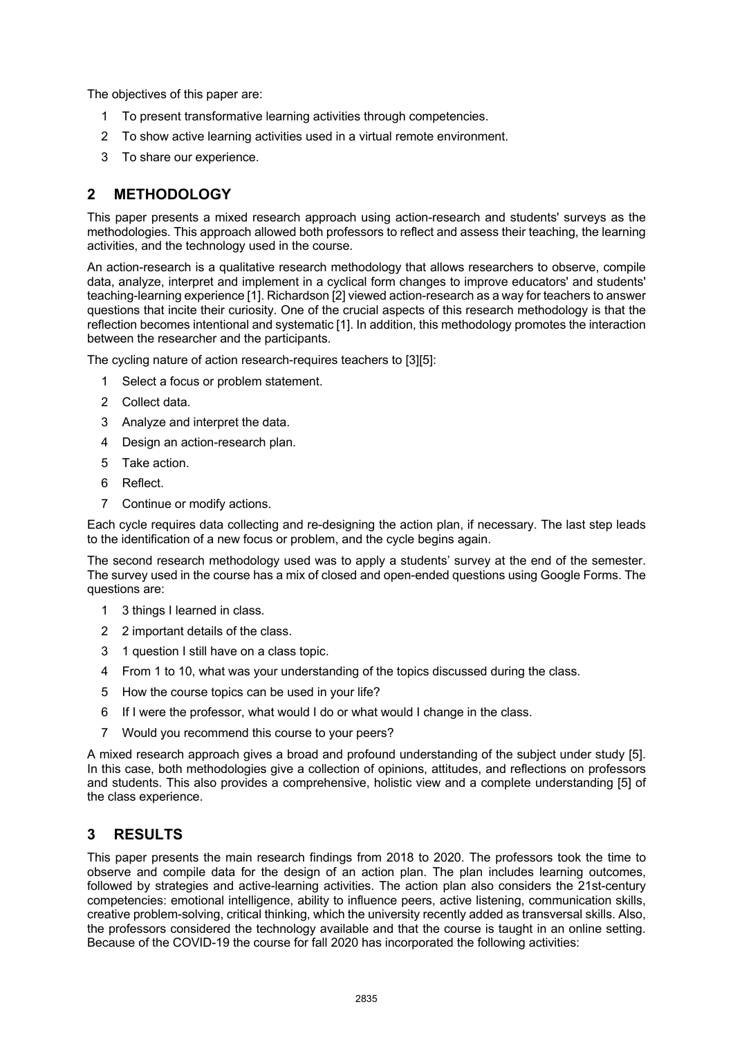The objectives of this paper are:

1. To present transformative learning activities through competencies.
2. To show active learning activities used in a virtual remote environment.
3. To share our experience.

## 2 METHODOLOGY

This paper presents a mixed research approach using action-research and students' surveys as the methodologies. This approach allowed both professors to reflect and assess their teaching, the learning activities, and the technology used in the course.

An action-research is a qualitative research methodology that allows researchers to observe, compile data, analyze, interpret and implement in a cyclical form changes to improve educators' and students' teaching-learning experience [1]. Richardson [2] viewed action-research as a way for teachers to answer questions that incite their curiosity. One of the crucial aspects of this research methodology is that the reflection becomes intentional and systematic [1]. In addition, this methodology promotes the interaction between the researcher and the participants.

The cycling nature of action research-requires teachers to [3][5]:

1. Select a focus or problem statement.
2. Collect data.
3. Analyze and interpret the data.
4. Design an action-research plan.
5. Take action.
6. Reflect.
7. Continue or modify actions.

Each cycle requires data collecting and re-designing the action plan, if necessary. The last step leads to the identification of a new focus or problem, and the cycle begins again.

The second research methodology used was to apply a students' survey at the end of the semester. The survey used in the course has a mix of closed and open-ended questions using Google Forms. The questions are:

1. 3 things I learned in class.
2. 2 important details of the class.
3. 1 question I still have on a class topic.
4. From 1 to 10, what was your understanding of the topics discussed during the class.
5. How the course topics can be used in your life?
6. If I were the professor, what would I do or what would I change in the class.
7. Would you recommend this course to your peers?

A mixed research approach gives a broad and profound understanding of the subject under study [5]. In this case, both methodologies give a collection of opinions, attitudes, and reflections on professors and students. This also provides a comprehensive, holistic view and a complete understanding [5] of the class experience.

## 3 RESULTS

This paper presents the main research findings from 2018 to 2020. The professors took the time to observe and compile data for the design of an action plan. The plan includes learning outcomes, followed by strategies and active-learning activities. The action plan also considers the 21st-century competencies: emotional intelligence, ability to influence peers, active listening, communication skills, creative problem-solving, critical thinking, which the university recently added as transversal skills. Also, the professors considered the technology available and that the course is taught in an online setting. Because of the COVID-19 the course for fall 2020 has incorporated the following activities: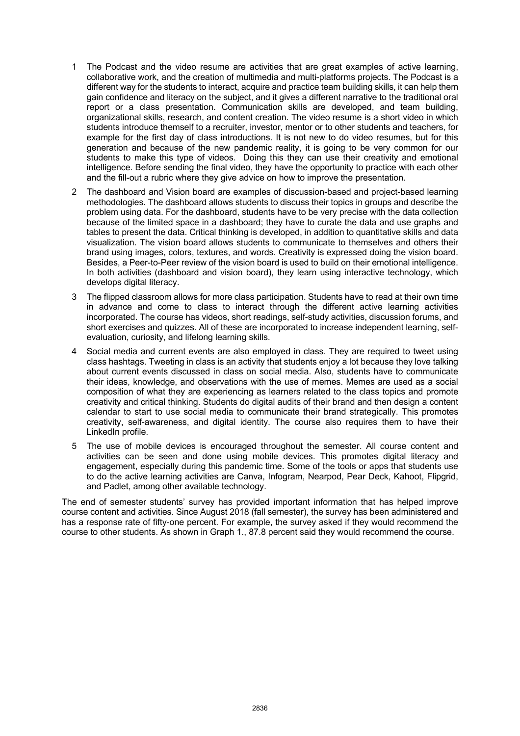1. The Podcast and the video resume are activities that are great examples of active learning, collaborative work, and the creation of multimedia and multi-platforms projects. The Podcast is a different way for the students to interact, acquire and practice team building skills, it can help them gain confidence and literacy on the subject, and it gives a different narrative to the traditional oral report or a class presentation. Communication skills are developed, and team building, organizational skills, research, and content creation. The video resume is a short video in which students introduce themself to a recruiter, investor, mentor or to other students and teachers, for example for the first day of class introductions. It is not new to do video resumes, but for this generation and because of the new pandemic reality, it is going to be very common for our students to make this type of videos. Doing this they can use their creativity and emotional intelligence. Before sending the final video, they have the opportunity to practice with each other and the fill-out a rubric where they give advice on how to improve the presentation.
2. The dashboard and Vision board are examples of discussion-based and project-based learning methodologies. The dashboard allows students to discuss their topics in groups and describe the problem using data. For the dashboard, students have to be very precise with the data collection because of the limited space in a dashboard; they have to curate the data and use graphs and tables to present the data. Critical thinking is developed, in addition to quantitative skills and data visualization. The vision board allows students to communicate to themselves and others their brand using images, colors, textures, and words. Creativity is expressed doing the vision board. Besides, a Peer-to-Peer review of the vision board is used to build on their emotional intelligence. In both activities (dashboard and vision board), they learn using interactive technology, which develops digital literacy.
3. The flipped classroom allows for more class participation. Students have to read at their own time in advance and come to class to interact through the different active learning activities incorporated. The course has videos, short readings, self-study activities, discussion forums, and short exercises and quizzes. All of these are incorporated to increase independent learning, self-evaluation, curiosity, and lifelong learning skills.
4. Social media and current events are also employed in class. They are required to tweet using class hashtags. Tweeting in class is an activity that students enjoy a lot because they love talking about current events discussed in class on social media. Also, students have to communicate their ideas, knowledge, and observations with the use of memes. Memes are used as a social composition of what they are experiencing as learners related to the class topics and promote creativity and critical thinking. Students do digital audits of their brand and then design a content calendar to start to use social media to communicate their brand strategically. This promotes creativity, self-awareness, and digital identity. The course also requires them to have their LinkedIn profile.
5. The use of mobile devices is encouraged throughout the semester. All course content and activities can be seen and done using mobile devices. This promotes digital literacy and engagement, especially during this pandemic time. Some of the tools or apps that students use to do the active learning activities are Canva, Infogram, Nearpod, Pear Deck, Kahoot, Flipgrid, and Padlet, among other available technology.

The end of semester students' survey has provided important information that has helped improve course content and activities. Since August 2018 (fall semester), the survey has been administered and has a response rate of fifty-one percent. For example, the survey asked if they would recommend the course to other students. As shown in Graph 1., 87.8 percent said they would recommend the course.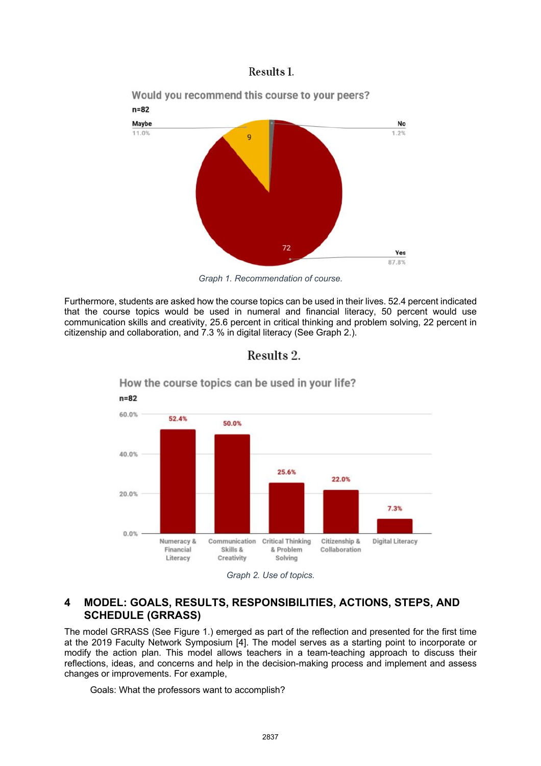Results 1.

Graph 1. Recommendation of course.

Furthermore, students are asked how the course topics can be used in their lives. 52.4 percent indicated that the course topics would be used in numeral and financial literacy, 50 percent would use communication skills and creativity, 25.6 percent in critical thinking and problem solving, 22 percent in citizenship and collaboration, and 7.3 % in digital literacy (See Graph 2.).

Results 2.

Graph 2. Use of topics.

## 4 MODEL: GOALS, RESULTS, RESPONSIBILITIES, ACTIONS, STEPS, AND SCHEDULE (GRRASS)

The model GRRASS (See Figure 1.) emerged as part of the reflection and presented for the first time at the 2019 Faculty Network Symposium [4]. The model serves as a starting point to incorporate or modify the action plan. This model allows teachers in a team-teaching approach to discuss their reflections, ideas, and concerns and help in the decision-making process and implement and assess changes or improvements. For example,

Goals: What the professors want to accomplish?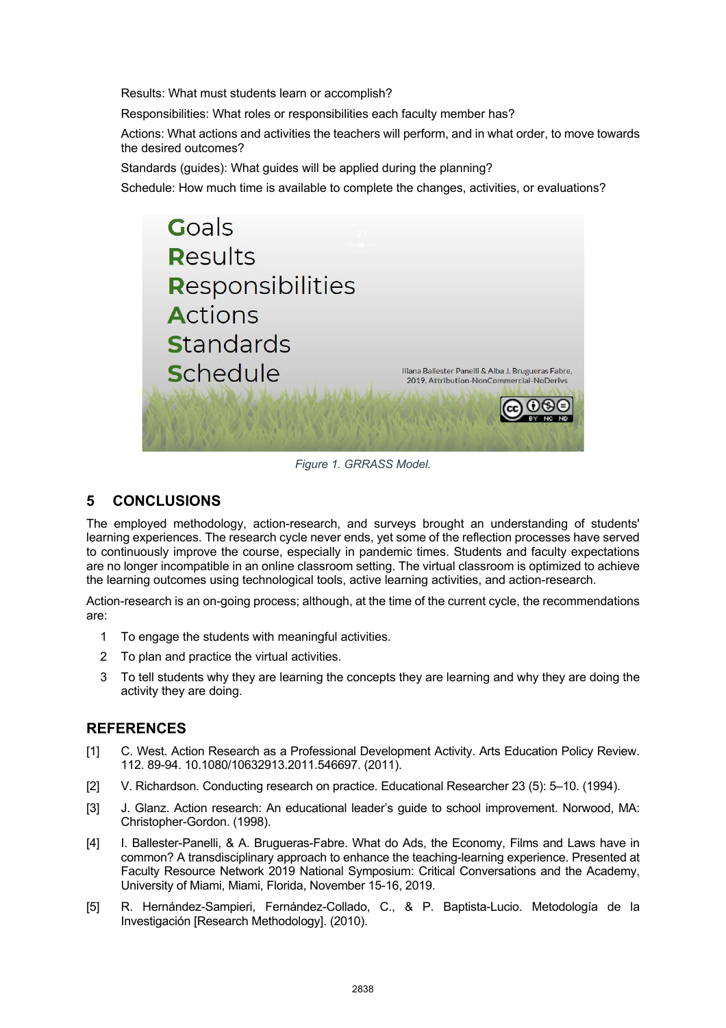Results: What must students learn or accomplish?

Responsibilities: What roles or responsibilities each faculty member has?

Actions: What actions and activities the teachers will perform, and in what order, to move towards the desired outcomes?

Standards (guides): What guides will be applied during the planning?

Schedule: How much time is available to complete the changes, activities, or evaluations?

Goals
Results
Responsibilities
Actions
Standards
Schedule

Iliana Ballester Panelli & Alba J. Brugueras Fabre, 2019, Attribution-NonCommercial-NoDerivs

*Figure 1. GRRASS Model.*

## 5 CONCLUSIONS

The employed methodology, action-research, and surveys brought an understanding of students' learning experiences. The research cycle never ends, yet some of the reflection processes have served to continuously improve the course, especially in pandemic times. Students and faculty expectations are no longer incompatible in an online classroom setting. The virtual classroom is optimized to achieve the learning outcomes using technological tools, active learning activities, and action-research.

Action-research is an on-going process; although, at the time of the current cycle, the recommendations are:

1. To engage the students with meaningful activities.
2. To plan and practice the virtual activities.
3. To tell students why they are learning the concepts they are learning and why they are doing the activity they are doing.

## REFERENCES

[1] C. West. Action Research as a Professional Development Activity. Arts Education Policy Review. 112. 89-94. 10.1080/10632913.2011.546697. (2011).

[2] V. Richardson. Conducting research on practice. Educational Researcher 23 (5): 5–10. (1994).

[3] J. Glanz. Action research: An educational leader's guide to school improvement. Norwood, MA: Christopher-Gordon. (1998).

[4] I. Ballester-Panelli, & A. Brugueras-Fabre. What do Ads, the Economy, Films and Laws have in common? A transdisciplinary approach to enhance the teaching-learning experience. Presented at Faculty Resource Network 2019 National Symposium: Critical Conversations and the Academy, University of Miami, Miami, Florida, November 15-16, 2019.

[5] R. Hernández-Sampieri, Fernández-Collado, C., & P. Baptista-Lucio. Metodología de la Investigación [Research Methodology]. (2010).